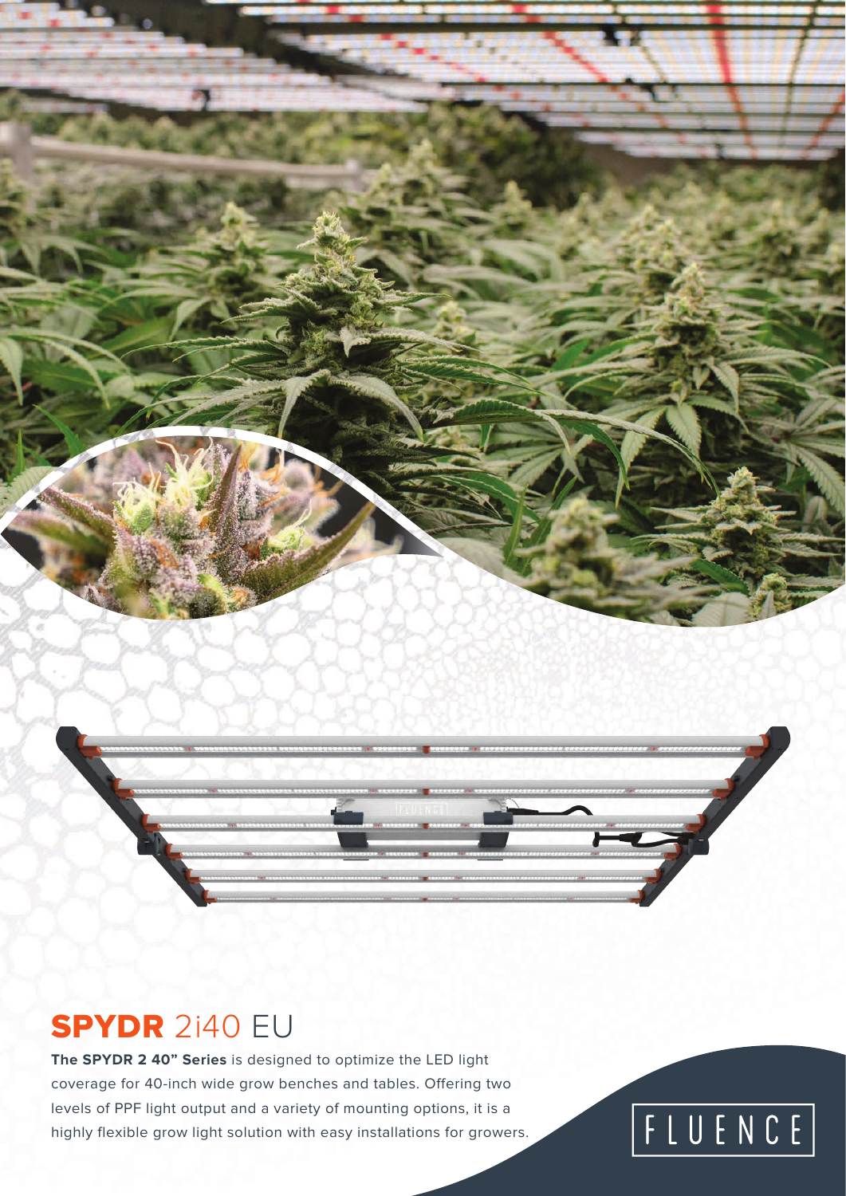# SPYDR 2i40 EU

**The SPYDR 2 40" Series** is designed to optimize the LED light coverage for 40-inch wide grow benches and tables. Offering two levels of PPF light output and a variety of mounting options, it is a highly flexible grow light solution with easy installations for growers.

FLUENCE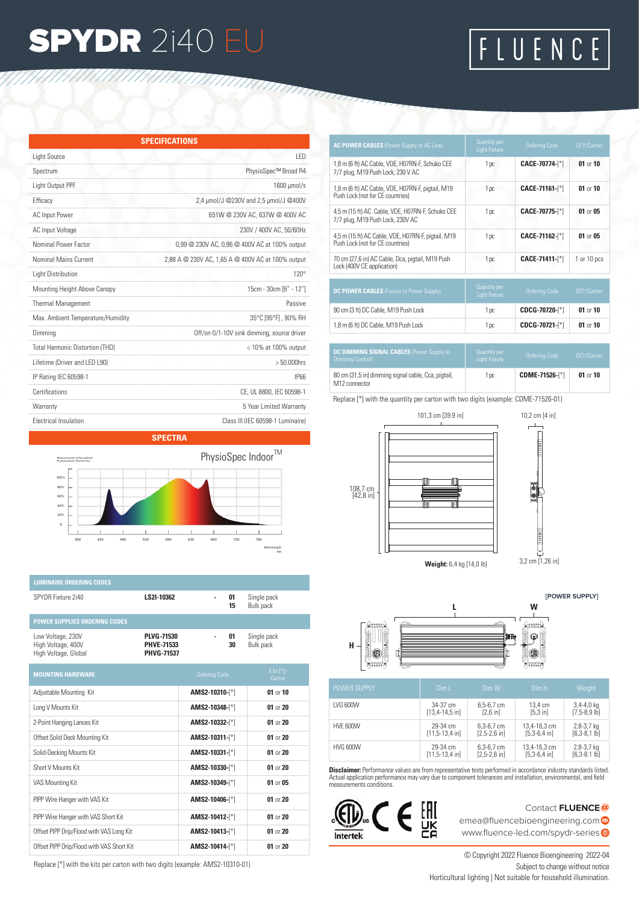# SPYDR 2i40 EU

FLUENCE

## SPECIFICATIONS

| | |
|---|---|
| Light Source | LED |
| Spectrum | PhysioSpec™ Broad R4 |
| Light Output PPF | 1600 µmol/s |
| Efficacy | 2,4 µmol/J @230V and 2,5 µmol/J @400V |
| AC Input Power | 651W @ 230V AC, 637W @ 400V AC |
| AC Input Voltage | 230V / 400V AC, 50/60Hz |
| Nominal Power Factor | 0,99 @ 230V AC, 0,96 @ 400V AC at 100% output |
| Nominal Mains Current | 2,88 A @ 230V AC, 1,65 A @ 400V AC at 100% output |
| Light Distribution | 120° |
| Mounting Height Above Canopy | 15cm - 30cm [6" - 12"] |
| Thermal Management | Passive |
| Max. Ambient Temperature/Humidity | 35°C [95°F] , 90% RH |
| Dimming | Off/on 0/1-10V sink dimming, source driver |
| Total Harmonic Distortion (THD) | < 10% at 100% output |
| Lifetime (Driver and LED L90) | > 50.000hrs |
| IP Rating IEC 60598-1 | IP66 |
| Certifications | CE, UL 8800, IEC 60598-1 |
| Warranty | 5 Year Limited Warranty |
| Electrical Insulation | Class III (IEC 60598-1 Luminaire) |

## SPECTRA

PhysioSpec Indoor™

Measurements of Normalized Photosynthetic Photon Flux

100%
80%
60%
40%
20%
0

380 430 480 530 580 630 680 730 780

Wavelength nm

## LUMINAIRE ORDERING CODES

| | | | |
|---|---|---|---|
| SPYDR Fixture 2i40 | LS2I-10362 | 01<br>15 | Single pack<br>Bulk pack |

## POWER SUPPLIES ORDERING CODES

| | | | |
|---|---|---|---|
| Low Voltage, 230V<br>High Voltage, 400V<br>High Voltage, Global | PLVG-71530<br>PHVE-71533<br>PHVG-71537 | 01<br>30 | Single pack<br>Bulk pack |

| MOUNTING HARDWARE | Ordering Code | Kits [*]/ Carton |
|---|---|---|
| Adjustable Mounting Kit | AMS2-10310-[*] | 01 or 10 |
| Long V Mounts Kit | AMS2-10348-[*] | 01 or 20 |
| 2-Point Hanging Lances Kit | AMS2-10332-[*] | 01 or 20 |
| Offset Solid Deck Mounting Kit | AMS2-10311-[*] | 01 or 20 |
| Solid-Decking Mounts Kit | AMS2-10331-[*] | 01 or 20 |
| Short V Mounts Kit | AMS2-10330-[*] | 01 or 20 |
| VAS Mounting Kit | AMS2-10349-[*] | 01 or 05 |
| PIPP Wire Hanger with VAS Kit | AMS2-10406-[*] | 01 or 20 |
| PIPP Wire Hanger with VAS Short Kit | AMS2-10412-[*] | 01 or 20 |
| Offset PIPP Drip/Flood with VAS Long Kit | AMS2-10413-[*] | 01 or 20 |
| Offset PIPP Drip/Flood with VAS Short Kit | AMS2-10414-[*] | 01 or 20 |

Replace [*] with the kits per carton with two digits (example: AMS2-10310-01)

| AC POWER CABLES (Power Supply to AC Line) | Quantity per Light Fixture | Ordering Code | QTY/Carton |
|---|---|---|---|
| 1,8 m (6 ft) AC Cable, VDE, H07RN-F, Schuko CEE 7/7 plug, M19 Push Lock, 230 V AC | 1 pc | CACE-70774-[*] | 01 or 10 |
| 1,8 m (6 ft) AC Cable, VDE, H07RN-F, pigtail, M19 Push Lock (not for CE countries) | 1 pc | CACE-71161-[*] | 01 or 10 |
| 4,5 m (15 ft) AC Cable, VDE, H07RN-F, Schuko CEE 7/7 plug, M19 Push Lock, 230V AC | 1 pc | CACE-70775-[*] | 01 or 05 |
| 4,5 m (15 ft) AC Cable, VDE, H07RN-F, pigtail, M19 Push Lock (not for CE countries) | 1 pc | CACE-71162-[*] | 01 or 05 |
| 70 cm (27,6 in) AC Cable, Dca, pigtail, M19 Push Lock (400V CE application) | 1 pc | CACE-71411-[*] | 1 or 10 pcs |

| DC POWER CABLES (Fixture to Power Supply) | Quantity per Light Fixture | Ordering Code | QTY/Carton |
|---|---|---|---|
| 90 cm (3 ft) DC Cable, M19 Push Lock | 1 pc | CDCG-70720-[*] | 01 or 10 |
| 1,8 m (6 ft) DC Cable, M19 Push Lock | 1 pc | CDCG-70721-[*] | 01 or 10 |

| DC DIMMING SIGNAL CABLES (Power Supply to Dimming Control) | Quantity per Light Fixture | Ordering Code | QTY/Carton |
|---|---|---|---|
| 80 cm (31,5 in) dimming signal cable, Cca, pigtail, M12 connector | 1 pc | CDME-71526-[*] | 01 or 10 |

Replace [*] with the quantity per carton with two digits (example: CDME-71526-01)

101,3 cm [39.9 in]

10,2 cm [4 in]

108,7 cm [42,8 in]

3,2 cm [1,26 in]

**Weight:** 6,4 kg [14,0 lb]

[POWER SUPPLY]

L

W

H

| POWER SUPPLY | Dim L | Dim W | Dim H | Weight |
|---|---|---|---|---|
| LVG 600W | 34-37 cm [13,4-14,5 in] | 6,5-6,7 cm [2,6 in] | 13,4 cm [5,3 in] | 3,4-4,0 kg [7,5-8,9 lb] |
| HVE 600W | 29-34 cm [11,5-13,4 in] | 6,3-6,7 cm [2,5-2,6 in] | 13,4-16,3 cm [5,3-6,4 in] | 2,8-3,7 kg [6,3-8,1 lb] |
| HVG 600W | 29-34 cm [11,5-13,4 in] | 6,3-6,7 cm [2,5-2,6 in] | 13,4-16,3 cm [5,3-6,4 in] | 2,8-3,7 kg [6,3-8.1 lb] |

**Disclaimer:** Performance values are from representative tests performed in accordance industry standards listed. Actual application performance may vary due to component tolerances and installation, environmental, and field measurements conditions.

Intertek

Contact **FLUENCE**

emea@fluencebioengineering.com

www.fluence-led.com/spydr-series

© Copyright 2022 Fluence Bioengineering 2022-04

Subject to change without notice

Horticultural lighting | Not suitable for household illumination.